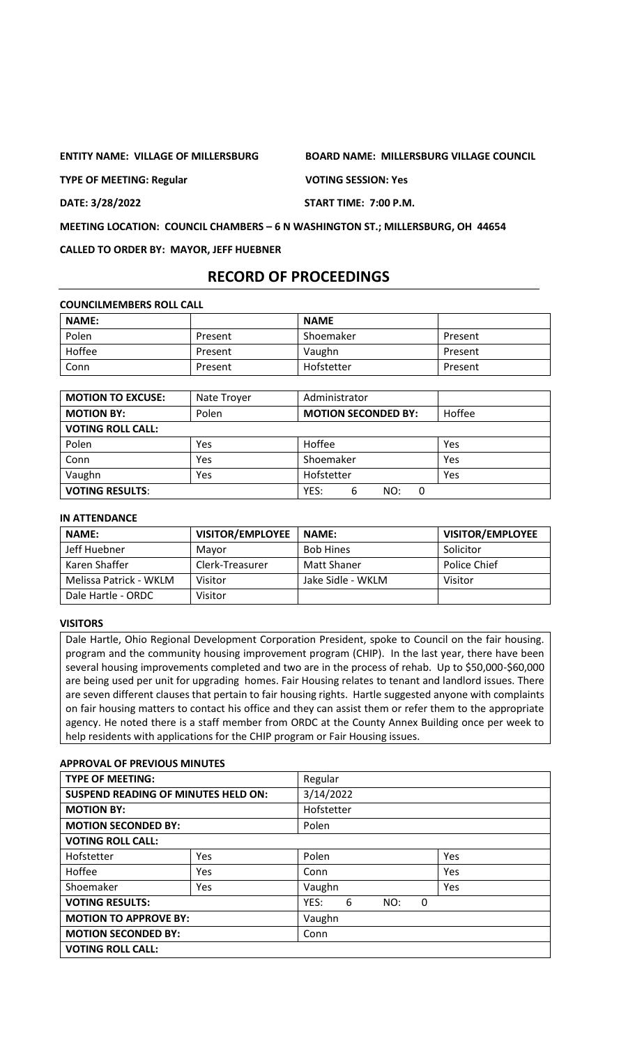**ENTITY NAME: VILLAGE OF MILLERSBURG** **BOARD NAME: MILLERSBURG VILLAGE COUNCIL**

**TYPE OF MEETING: Regular** **VOTING SESSION: Yes**

**DATE: 3/28/2022** **START TIME: 7:00 P.M.**

**MEETING LOCATION: COUNCIL CHAMBERS – 6 N WASHINGTON ST.; MILLERSBURG, OH 44654**

**CALLED TO ORDER BY: MAYOR, JEFF HUEBNER**

# RECORD OF PROCEEDINGS

**COUNCILMEMBERS ROLL CALL**

| NAME: | | NAME | |
|---|---|---|---|
| Polen | Present | Shoemaker | Present |
| Hoffee | Present | Vaughn | Present |
| Conn | Present | Hofstetter | Present |

| MOTION TO EXCUSE: | Nate Troyer | Administrator | |
|---|---|---|---|
| MOTION BY: | Polen | MOTION SECONDED BY: | Hoffee |
| VOTING ROLL CALL: | | | |
| Polen | Yes | Hoffee | Yes |
| Conn | Yes | Shoemaker | Yes |
| Vaughn | Yes | Hofstetter | Yes |
| VOTING RESULTS: | | YES: 6 NO: 0 | |

**IN ATTENDANCE**

| NAME: | VISITOR/EMPLOYEE | NAME: | VISITOR/EMPLOYEE |
|---|---|---|---|
| Jeff Huebner | Mayor | Bob Hines | Solicitor |
| Karen Shaffer | Clerk-Treasurer | Matt Shaner | Police Chief |
| Melissa Patrick - WKLM | Visitor | Jake Sidle - WKLM | Visitor |
| Dale Hartle - ORDC | Visitor | | |

**VISITORS**

Dale Hartle, Ohio Regional Development Corporation President, spoke to Council on the fair housing. program and the community housing improvement program (CHIP). In the last year, there have been several housing improvements completed and two are in the process of rehab. Up to $50,000-$60,000 are being used per unit for upgrading homes. Fair Housing relates to tenant and landlord issues. There are seven different clauses that pertain to fair housing rights. Hartle suggested anyone with complaints on fair housing matters to contact his office and they can assist them or refer them to the appropriate agency. He noted there is a staff member from ORDC at the County Annex Building once per week to help residents with applications for the CHIP program or Fair Housing issues.

**APPROVAL OF PREVIOUS MINUTES**

| TYPE OF MEETING: | | Regular | |
|---|---|---|---|
| SUSPEND READING OF MINUTES HELD ON: | | 3/14/2022 | |
| MOTION BY: | | Hofstetter | |
| MOTION SECONDED BY: | | Polen | |
| VOTING ROLL CALL: | | | |
| Hofstetter | Yes | Polen | Yes |
| Hoffee | Yes | Conn | Yes |
| Shoemaker | Yes | Vaughn | Yes |
| VOTING RESULTS: | | YES: 6 NO: 0 | |
| MOTION TO APPROVE BY: | | Vaughn | |
| MOTION SECONDED BY: | | Conn | |
| VOTING ROLL CALL: | | | |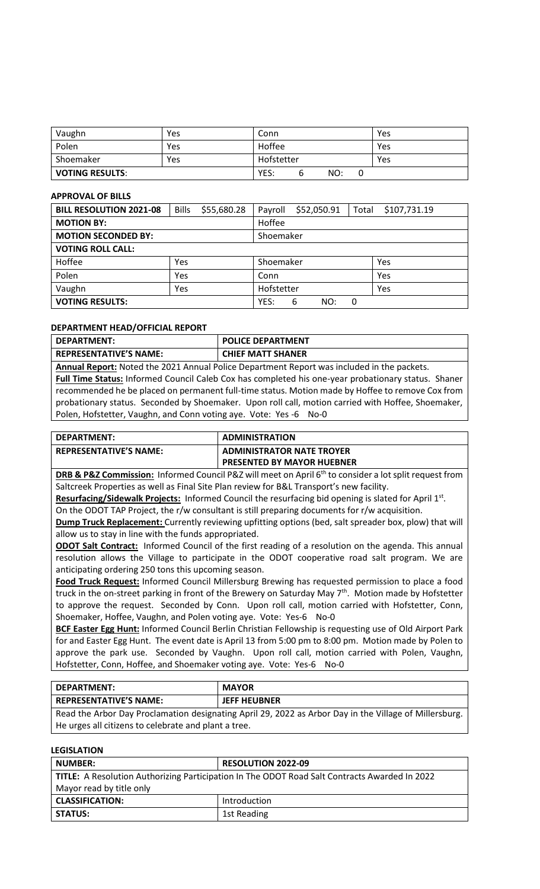| Vaughn | Yes | Conn | Yes |
|---|---|---|---|
| Polen | Yes | Hoffee | Yes |
| Shoemaker | Yes | Hofstetter | Yes |
| **VOTING RESULTS**: | | YES: 6 NO: 0 | |

**APPROVAL OF BILLS**

| **BILL RESOLUTION 2021-08** | Bills $55,680.28 | Payroll $52,050.91 | Total $107,731.19 |
|---|---|---|---|
| **MOTION BY:** | | Hoffee | |
| **MOTION SECONDED BY:** | | Shoemaker | |
| **VOTING ROLL CALL:** | | | |
| Hoffee | Yes | Shoemaker | Yes |
| Polen | Yes | Conn | Yes |
| Vaughn | Yes | Hofstetter | Yes |
| **VOTING RESULTS:** | | YES: 6 NO: 0 | |

**DEPARTMENT HEAD/OFFICIAL REPORT**

| **DEPARTMENT:** | **POLICE DEPARTMENT** |
|---|---|
| **REPRESENTATIVE'S NAME:** | **CHIEF MATT SHANER** |

**Annual Report:** Noted the 2021 Annual Police Department Report was included in the packets.
**Full Time Status:** Informed Council Caleb Cox has completed his one-year probationary status. Shaner recommended he be placed on permanent full-time status. Motion made by Hoffee to remove Cox from probationary status. Seconded by Shoemaker. Upon roll call, motion carried with Hoffee, Shoemaker, Polen, Hofstetter, Vaughn, and Conn voting aye. Vote: Yes -6 No-0

| **DEPARTMENT:** | **ADMINISTRATION** |
|---|---|
| **REPRESENTATIVE'S NAME:** | **ADMINISTRATOR NATE TROYER PRESENTED BY MAYOR HUEBNER** |

**DRB & P&Z Commission:** Informed Council P&Z will meet on April 6th to consider a lot split request from Saltcreek Properties as well as Final Site Plan review for B&L Transport's new facility.
**Resurfacing/Sidewalk Projects:** Informed Council the resurfacing bid opening is slated for April 1st. On the ODOT TAP Project, the r/w consultant is still preparing documents for r/w acquisition.
**Dump Truck Replacement:** Currently reviewing upfitting options (bed, salt spreader box, plow) that will allow us to stay in line with the funds appropriated.
**ODOT Salt Contract:** Informed Council of the first reading of a resolution on the agenda. This annual resolution allows the Village to participate in the ODOT cooperative road salt program. We are anticipating ordering 250 tons this upcoming season.
**Food Truck Request:** Informed Council Millersburg Brewing has requested permission to place a food truck in the on-street parking in front of the Brewery on Saturday May 7th. Motion made by Hofstetter to approve the request. Seconded by Conn. Upon roll call, motion carried with Hofstetter, Conn, Shoemaker, Hoffee, Vaughn, and Polen voting aye. Vote: Yes-6 No-0
**BCF Easter Egg Hunt:** Informed Council Berlin Christian Fellowship is requesting use of Old Airport Park for and Easter Egg Hunt. The event date is April 13 from 5:00 pm to 8:00 pm. Motion made by Polen to approve the park use. Seconded by Vaughn. Upon roll call, motion carried with Polen, Vaughn, Hofstetter, Conn, Hoffee, and Shoemaker voting aye. Vote: Yes-6 No-0

| **DEPARTMENT:** | **MAYOR** |
|---|---|
| **REPRESENTATIVE'S NAME:** | **JEFF HEUBNER** |

Read the Arbor Day Proclamation designating April 29, 2022 as Arbor Day in the Village of Millersburg. He urges all citizens to celebrate and plant a tree.

**LEGISLATION**

| **NUMBER:** | **RESOLUTION 2022-09** |
|---|---|
| **TITLE:** A Resolution Authorizing Participation In The ODOT Road Salt Contracts Awarded In 2022 Mayor read by title only | |
| **CLASSIFICATION:** | Introduction |
| **STATUS:** | 1st Reading |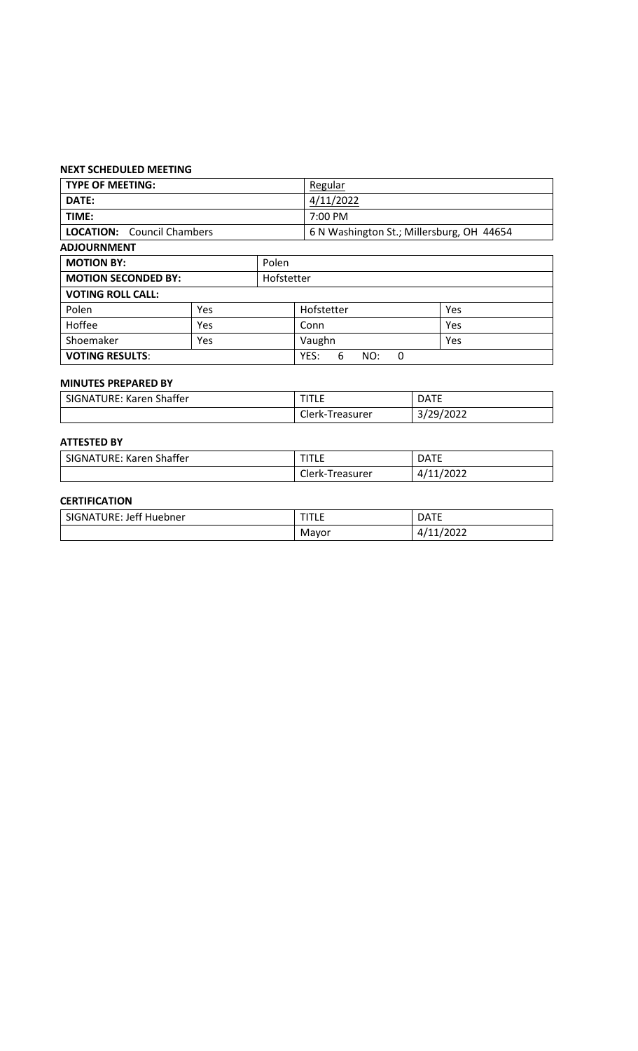**NEXT SCHEDULED MEETING**

| | |
|---|---|
| **TYPE OF MEETING:** | Regular |
| **DATE:** | 4/11/2022 |
| **TIME:** | 7:00 PM |
| **LOCATION:** Council Chambers | 6 N Washington St.; Millersburg, OH 44654 |

**ADJOURNMENT**

| | | | |
|---|---|---|---|
| **MOTION BY:** | Polen | | |
| **MOTION SECONDED BY:** | Hofstetter | | |
| **VOTING ROLL CALL:** | | | |
| Polen | Yes | Hofstetter | Yes |
| Hoffee | Yes | Conn | Yes |
| Shoemaker | Yes | Vaughn | Yes |
| **VOTING RESULTS**: | | YES: 6 NO: 0 | |

**MINUTES PREPARED BY**

| | | |
|---|---|---|
| SIGNATURE: Karen Shaffer | TITLE | DATE |
| | Clerk-Treasurer | 3/29/2022 |

**ATTESTED BY**

| | | |
|---|---|---|
| SIGNATURE: Karen Shaffer | TITLE | DATE |
| | Clerk-Treasurer | 4/11/2022 |

**CERTIFICATION**

| | | |
|---|---|---|
| SIGNATURE: Jeff Huebner | TITLE | DATE |
| | Mayor | 4/11/2022 |